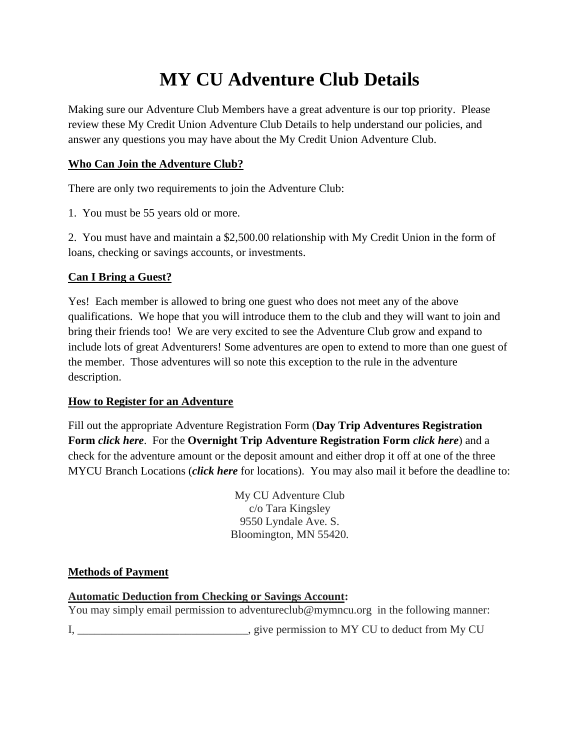# MY CU Adventure Club Details

Making sure our Adventure Club Members have a great adventure is our top priority. Please review these My Credit Union Adventure Club Details to help understand our policies, and answer any questions you may have about the My Credit Union Adventure Club.

**Who Can Join the Adventure Club?**

There are only two requirements to join the Adventure Club:

1. You must be 55 years old or more.

2. You must have and maintain a $2,500.00 relationship with My Credit Union in the form of loans, checking or savings accounts, or investments.

**Can I Bring a Guest?**

Yes! Each member is allowed to bring one guest who does not meet any of the above qualifications. We hope that you will introduce them to the club and they will want to join and bring their friends too! We are very excited to see the Adventure Club grow and expand to include lots of great Adventurers! Some adventures are open to extend to more than one guest of the member. Those adventures will so note this exception to the rule in the adventure description.

**How to Register for an Adventure**

Fill out the appropriate Adventure Registration Form (**Day Trip Adventures Registration Form *click here***. For the **Overnight Trip Adventure Registration Form *click here***) and a check for the adventure amount or the deposit amount and either drop it off at one of the three MYCU Branch Locations (***click here*** for locations). You may also mail it before the deadline to:

My CU Adventure Club
c/o Tara Kingsley
9550 Lyndale Ave. S.
Bloomington, MN 55420.

**Methods of Payment**

**Automatic Deduction from Checking or Savings Account:**
You may simply email permission to adventureclub@mymncu.org in the following manner:

I, ______________________________, give permission to MY CU to deduct from My CU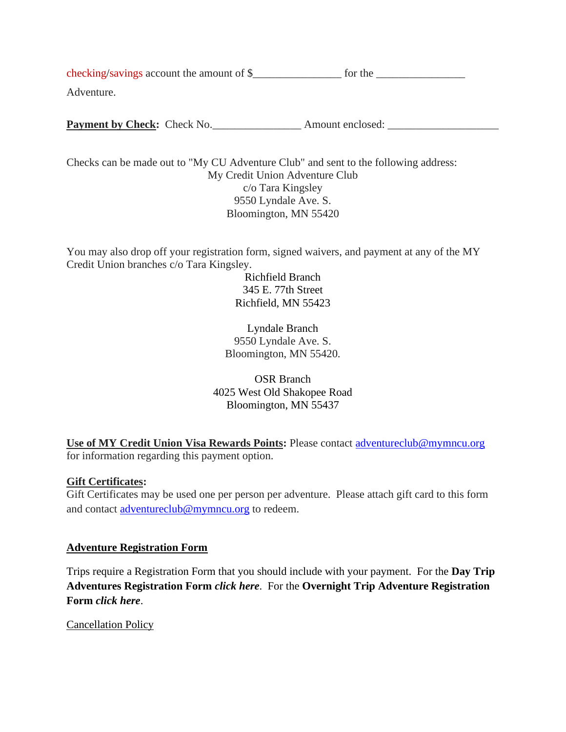checking/savings account the amount of $________________ for the ________________ Adventure.

**Payment by Check:** Check No.________________ Amount enclosed: ____________________

Checks can be made out to "My CU Adventure Club" and sent to the following address:

My Credit Union Adventure Club
c/o Tara Kingsley
9550 Lyndale Ave. S.
Bloomington, MN 55420

You may also drop off your registration form, signed waivers, and payment at any of the MY Credit Union branches c/o Tara Kingsley.

Richfield Branch
345 E. 77th Street
Richfield, MN 55423

Lyndale Branch
9550 Lyndale Ave. S.
Bloomington, MN 55420.

OSR Branch
4025 West Old Shakopee Road
Bloomington, MN 55437

**Use of MY Credit Union Visa Rewards Points:** Please contact adventureclub@mymncu.org for information regarding this payment option.

**Gift Certificates:**
Gift Certificates may be used one per person per adventure. Please attach gift card to this form and contact adventureclub@mymncu.org to redeem.

**Adventure Registration Form**

Trips require a Registration Form that you should include with your payment. For the **Day Trip Adventures Registration Form *click here***. For the **Overnight Trip Adventure Registration Form *click here***.

Cancellation Policy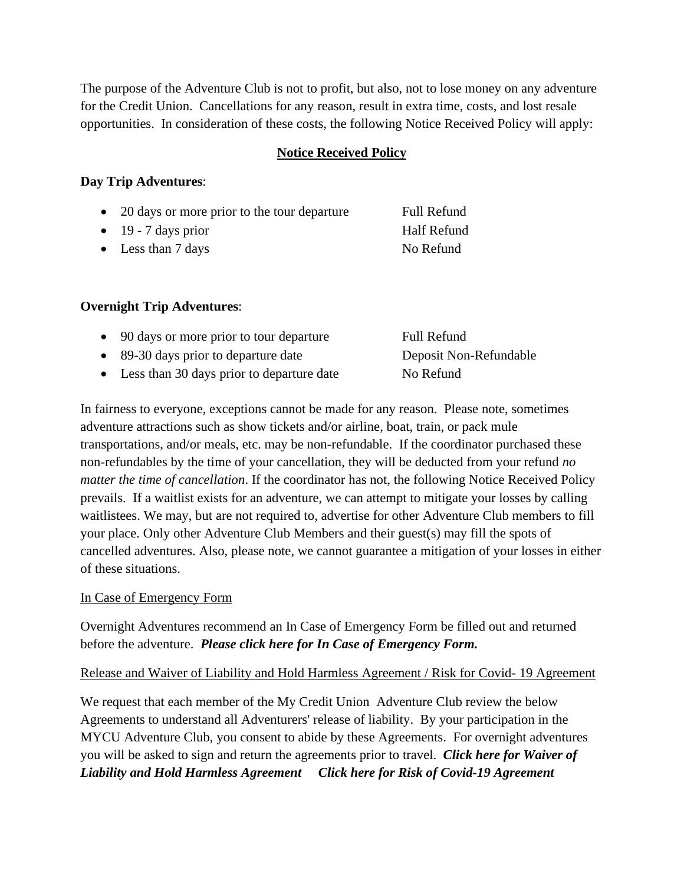The purpose of the Adventure Club is not to profit, but also, not to lose money on any adventure for the Credit Union. Cancellations for any reason, result in extra time, costs, and lost resale opportunities. In consideration of these costs, the following Notice Received Policy will apply:

## Notice Received Policy

**Day Trip Adventures**:

- 20 days or more prior to the tour departure — Full Refund
- 19 - 7 days prior — Half Refund
- Less than 7 days — No Refund

**Overnight Trip Adventures**:

- 90 days or more prior to tour departure — Full Refund
- 89-30 days prior to departure date — Deposit Non-Refundable
- Less than 30 days prior to departure date — No Refund

In fairness to everyone, exceptions cannot be made for any reason. Please note, sometimes adventure attractions such as show tickets and/or airline, boat, train, or pack mule transportations, and/or meals, etc. may be non-refundable. If the coordinator purchased these non-refundables by the time of your cancellation, they will be deducted from your refund *no matter the time of cancellation*. If the coordinator has not, the following Notice Received Policy prevails. If a waitlist exists for an adventure, we can attempt to mitigate your losses by calling waitlistees. We may, but are not required to, advertise for other Adventure Club members to fill your place. Only other Adventure Club Members and their guest(s) may fill the spots of cancelled adventures. Also, please note, we cannot guarantee a mitigation of your losses in either of these situations.

In Case of Emergency Form

Overnight Adventures recommend an In Case of Emergency Form be filled out and returned before the adventure. ***Please click here for In Case of Emergency Form.***

Release and Waiver of Liability and Hold Harmless Agreement / Risk for Covid- 19 Agreement

We request that each member of the My Credit Union Adventure Club review the below Agreements to understand all Adventurers' release of liability. By your participation in the MYCU Adventure Club, you consent to abide by these Agreements. For overnight adventures you will be asked to sign and return the agreements prior to travel. ***Click here for Waiver of Liability and Hold Harmless Agreement*** ***Click here for Risk of Covid-19 Agreement***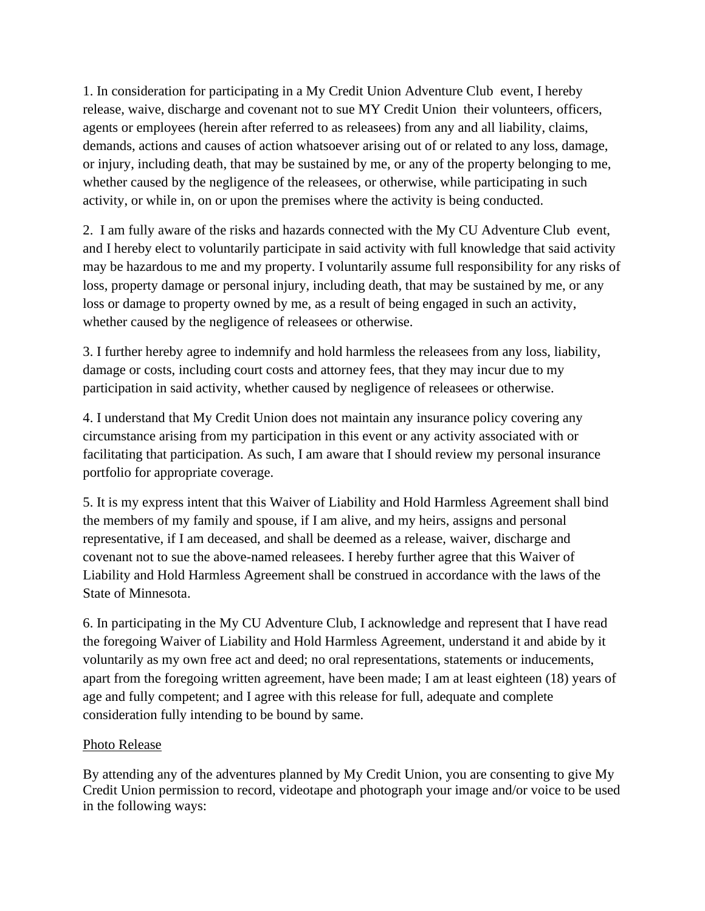1. In consideration for participating in a My Credit Union Adventure Club event, I hereby release, waive, discharge and covenant not to sue MY Credit Union their volunteers, officers, agents or employees (herein after referred to as releasees) from any and all liability, claims, demands, actions and causes of action whatsoever arising out of or related to any loss, damage, or injury, including death, that may be sustained by me, or any of the property belonging to me, whether caused by the negligence of the releasees, or otherwise, while participating in such activity, or while in, on or upon the premises where the activity is being conducted.

2. I am fully aware of the risks and hazards connected with the My CU Adventure Club event, and I hereby elect to voluntarily participate in said activity with full knowledge that said activity may be hazardous to me and my property. I voluntarily assume full responsibility for any risks of loss, property damage or personal injury, including death, that may be sustained by me, or any loss or damage to property owned by me, as a result of being engaged in such an activity, whether caused by the negligence of releasees or otherwise.

3. I further hereby agree to indemnify and hold harmless the releasees from any loss, liability, damage or costs, including court costs and attorney fees, that they may incur due to my participation in said activity, whether caused by negligence of releasees or otherwise.

4. I understand that My Credit Union does not maintain any insurance policy covering any circumstance arising from my participation in this event or any activity associated with or facilitating that participation. As such, I am aware that I should review my personal insurance portfolio for appropriate coverage.

5. It is my express intent that this Waiver of Liability and Hold Harmless Agreement shall bind the members of my family and spouse, if I am alive, and my heirs, assigns and personal representative, if I am deceased, and shall be deemed as a release, waiver, discharge and covenant not to sue the above-named releasees. I hereby further agree that this Waiver of Liability and Hold Harmless Agreement shall be construed in accordance with the laws of the State of Minnesota.

6. In participating in the My CU Adventure Club, I acknowledge and represent that I have read the foregoing Waiver of Liability and Hold Harmless Agreement, understand it and abide by it voluntarily as my own free act and deed; no oral representations, statements or inducements, apart from the foregoing written agreement, have been made; I am at least eighteen (18) years of age and fully competent; and I agree with this release for full, adequate and complete consideration fully intending to be bound by same.

<u>Photo Release</u>

By attending any of the adventures planned by My Credit Union, you are consenting to give My Credit Union permission to record, videotape and photograph your image and/or voice to be used in the following ways: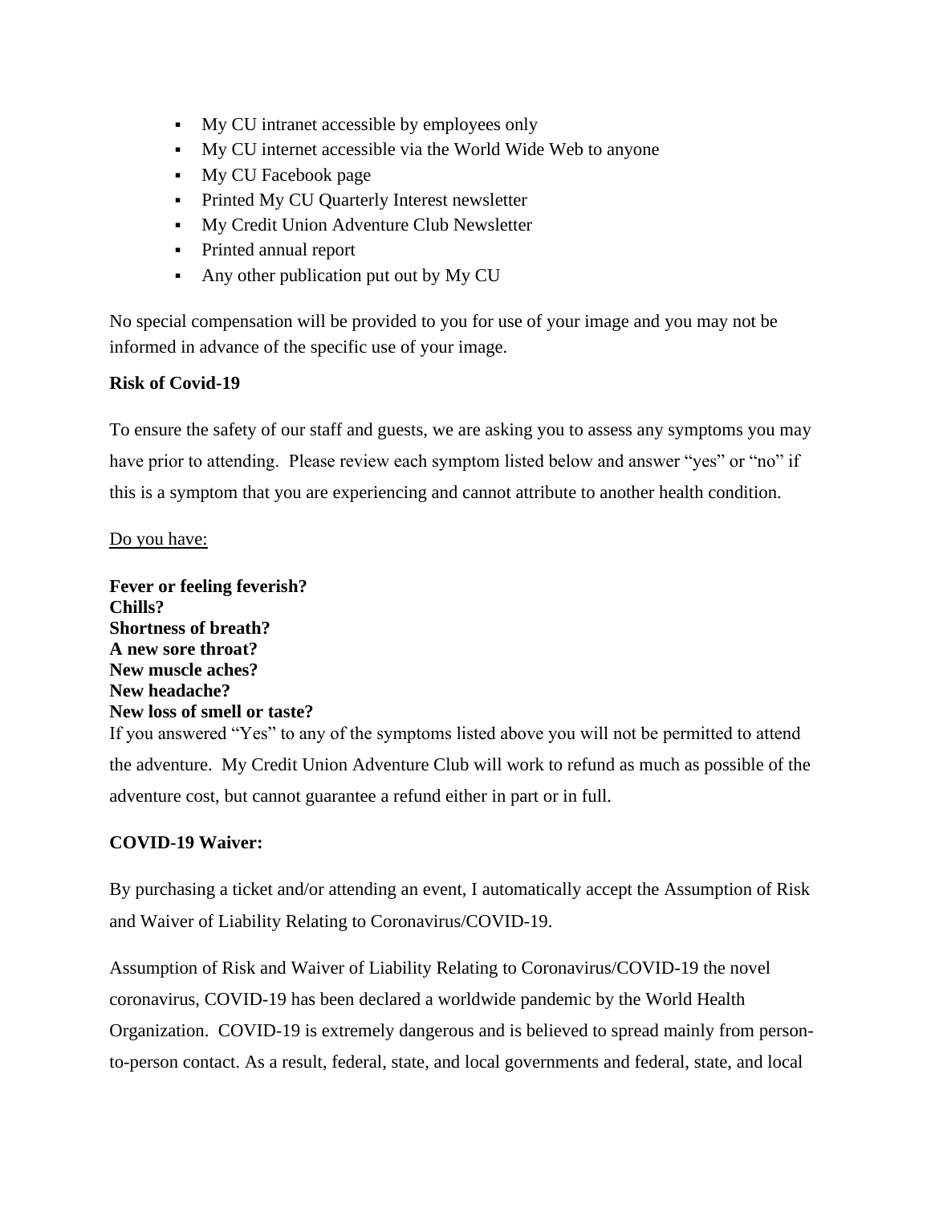- My CU intranet accessible by employees only
- My CU internet accessible via the World Wide Web to anyone
- My CU Facebook page
- Printed My CU Quarterly Interest newsletter
- My Credit Union Adventure Club Newsletter
- Printed annual report
- Any other publication put out by My CU

No special compensation will be provided to you for use of your image and you may not be informed in advance of the specific use of your image.

**Risk of Covid-19**

To ensure the safety of our staff and guests, we are asking you to assess any symptoms you may have prior to attending. Please review each symptom listed below and answer "yes" or "no" if this is a symptom that you are experiencing and cannot attribute to another health condition.

<u>Do you have:</u>

**Fever or feeling feverish?**
**Chills?**
**Shortness of breath?**
**A new sore throat?**
**New muscle aches?**
**New headache?**
**New loss of smell or taste?**

If you answered "Yes" to any of the symptoms listed above you will not be permitted to attend the adventure. My Credit Union Adventure Club will work to refund as much as possible of the adventure cost, but cannot guarantee a refund either in part or in full.

**COVID-19 Waiver:**

By purchasing a ticket and/or attending an event, I automatically accept the Assumption of Risk and Waiver of Liability Relating to Coronavirus/COVID-19.

Assumption of Risk and Waiver of Liability Relating to Coronavirus/COVID-19 the novel coronavirus, COVID-19 has been declared a worldwide pandemic by the World Health Organization. COVID-19 is extremely dangerous and is believed to spread mainly from person-to-person contact. As a result, federal, state, and local governments and federal, state, and local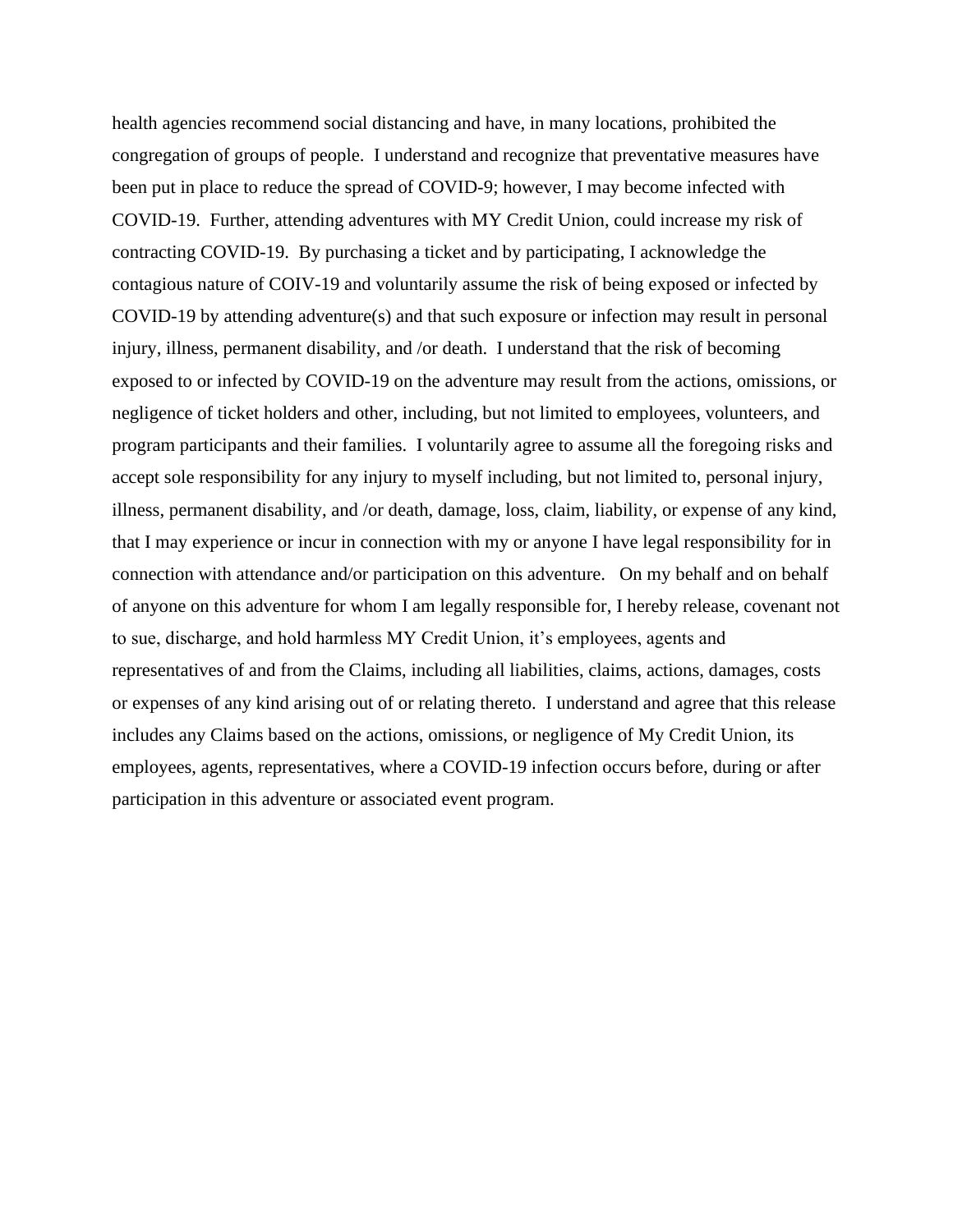health agencies recommend social distancing and have, in many locations, prohibited the congregation of groups of people. I understand and recognize that preventative measures have been put in place to reduce the spread of COVID-9; however, I may become infected with COVID-19. Further, attending adventures with MY Credit Union, could increase my risk of contracting COVID-19. By purchasing a ticket and by participating, I acknowledge the contagious nature of COIV-19 and voluntarily assume the risk of being exposed or infected by COVID-19 by attending adventure(s) and that such exposure or infection may result in personal injury, illness, permanent disability, and /or death. I understand that the risk of becoming exposed to or infected by COVID-19 on the adventure may result from the actions, omissions, or negligence of ticket holders and other, including, but not limited to employees, volunteers, and program participants and their families. I voluntarily agree to assume all the foregoing risks and accept sole responsibility for any injury to myself including, but not limited to, personal injury, illness, permanent disability, and /or death, damage, loss, claim, liability, or expense of any kind, that I may experience or incur in connection with my or anyone I have legal responsibility for in connection with attendance and/or participation on this adventure. On my behalf and on behalf of anyone on this adventure for whom I am legally responsible for, I hereby release, covenant not to sue, discharge, and hold harmless MY Credit Union, it's employees, agents and representatives of and from the Claims, including all liabilities, claims, actions, damages, costs or expenses of any kind arising out of or relating thereto. I understand and agree that this release includes any Claims based on the actions, omissions, or negligence of My Credit Union, its employees, agents, representatives, where a COVID-19 infection occurs before, during or after participation in this adventure or associated event program.